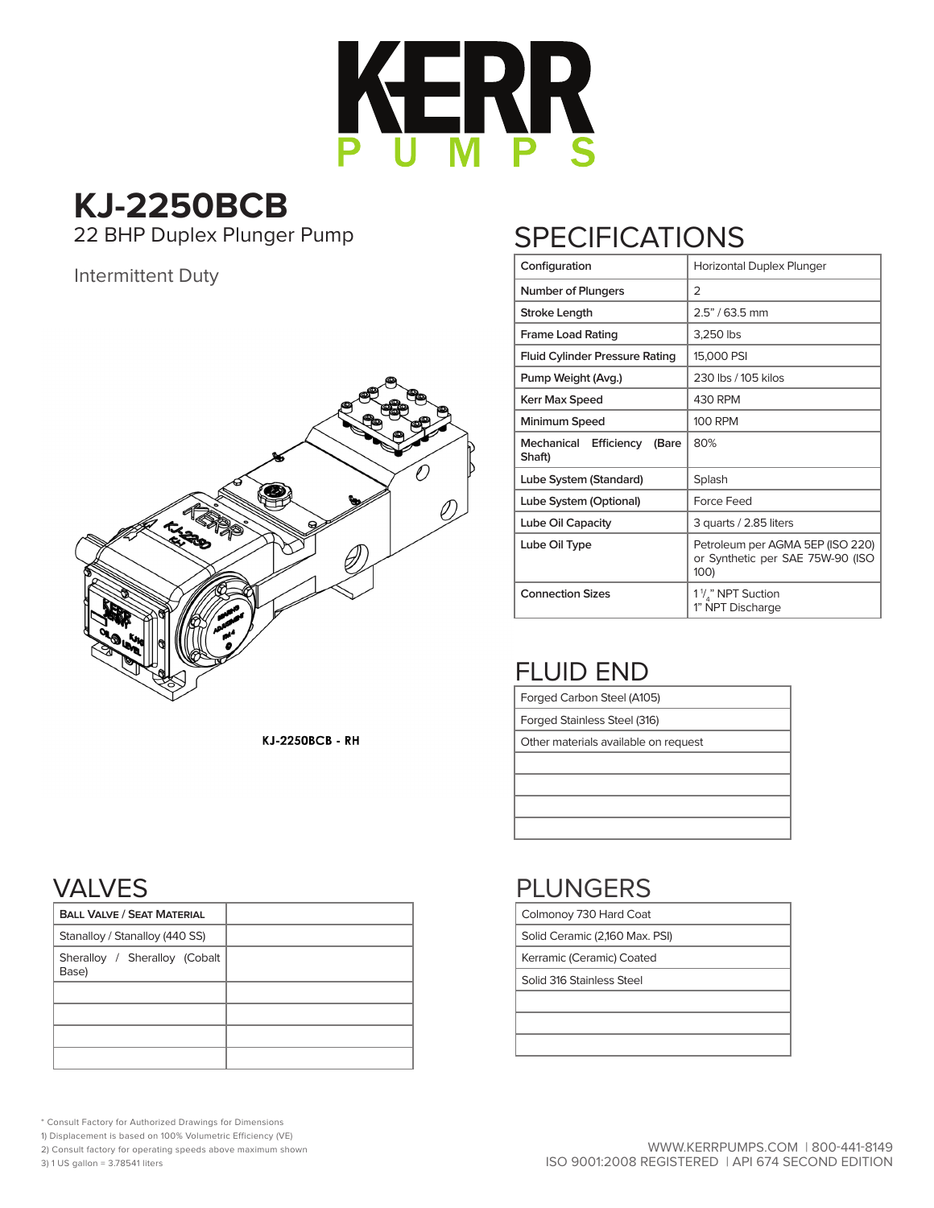# KERR PUMPS

## KJ-2250BCB

22 BHP Duplex Plunger Pump

Intermittent Duty

KJ-2250BCB - RH

## SPECIFICATIONS

| Configuration | Horizontal Duplex Plunger |
|---|---|
| Number of Plungers | 2 |
| Stroke Length | 2.5" / 63.5 mm |
| Frame Load Rating | 3,250 lbs |
| Fluid Cylinder Pressure Rating | 15,000 PSI |
| Pump Weight (Avg.) | 230 lbs / 105 kilos |
| Kerr Max Speed | 430 RPM |
| Minimum Speed | 100 RPM |
| Mechanical Efficiency (Bare Shaft) | 80% |
| Lube System (Standard) | Splash |
| Lube System (Optional) | Force Feed |
| Lube Oil Capacity | 3 quarts / 2.85 liters |
| Lube Oil Type | Petroleum per AGMA 5EP (ISO 220) or Synthetic per SAE 75W-90 (ISO 100) |
| Connection Sizes | 1 1/4" NPT Suction<br>1" NPT Discharge |

## FLUID END

| Forged Carbon Steel (A105) |
|---|
| Forged Stainless Steel (316) |
| Other materials available on request |
| |
| |
| |
| |

## VALVES

| Ball Valve / Seat Material | |
|---|---|
| Stanalloy / Stanalloy (440 SS) | |
| Sherallloy / Sherallloy (Cobalt Base) | |
| | |
| | |
| | |
| | |

## PLUNGERS

| Colmonoy 730 Hard Coat |
|---|
| Solid Ceramic (2,160 Max. PSI) |
| Kerramic (Ceramic) Coated |
| Solid 316 Stainless Steel |
| |
| |
| |

\* Consult Factory for Authorized Drawings for Dimensions

1) Displacement is based on 100% Volumetric Efficiency (VE)

2) Consult factory for operating speeds above maximum shown

3) 1 US gallon = 3.78541 liters

WWW.KERRPUMPS.COM | 800-441-8149

ISO 9001:2008 REGISTERED | API 674 SECOND EDITION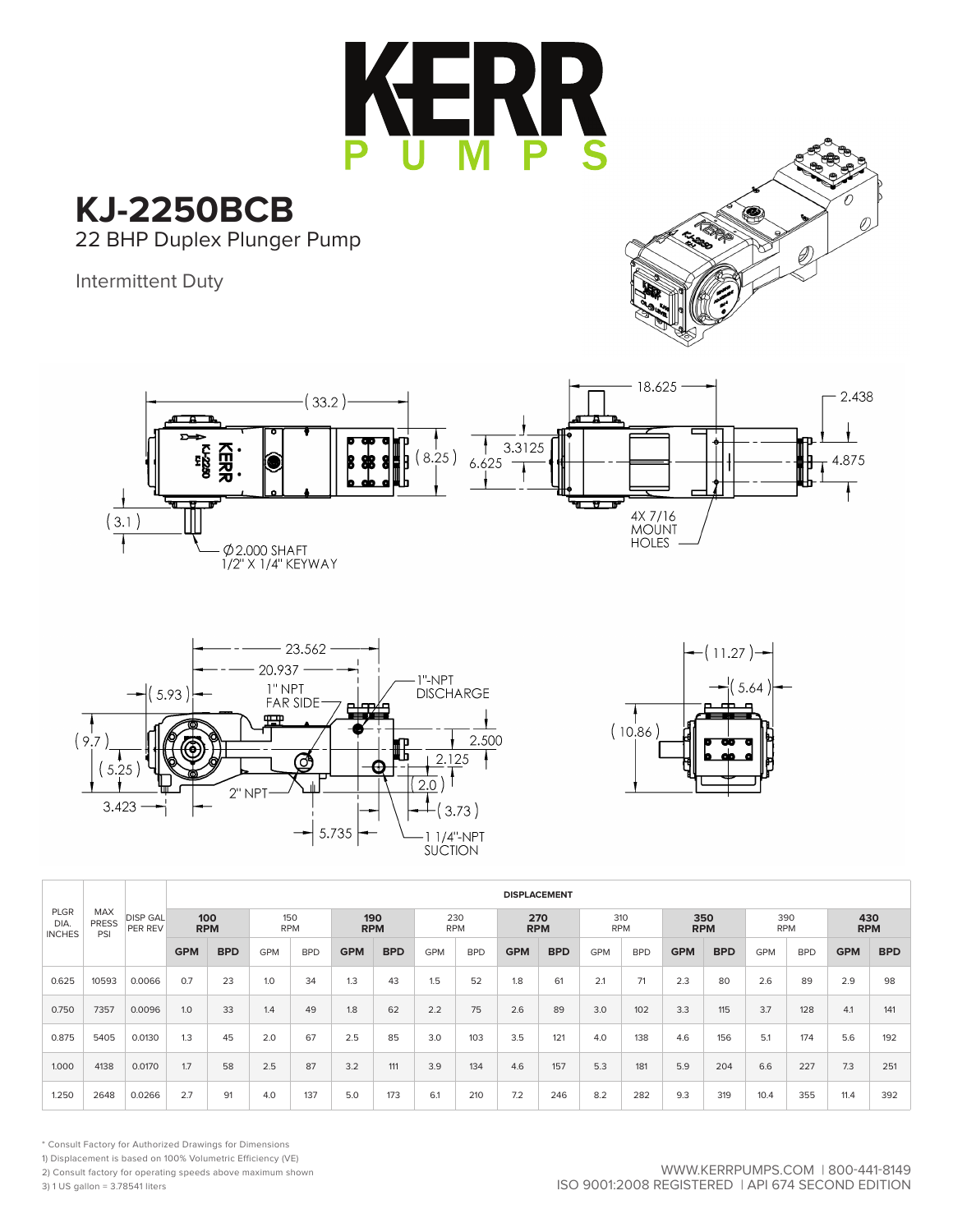# KJ-2250BCB

22 BHP Duplex Plunger Pump

Intermittent Duty

(33.2)
(8.25)
(3.1)
Ø2.000 SHAFT
1/2" X 1/4" KEYWAY
18.625
2.438
3.3125
6.625
4.875
4X 7/16
MOUNT
HOLES
23.562
20.937
(5.93)
1" NPT
FAR SIDE
1"-NPT
DISCHARGE
(9.7)
(5.25)
2.500
2.125
(2.0)
(3.73)
3.423
2" NPT
5.735
1 1/4"-NPT
SUCTION
(11.27)
(5.64)
(10.86)

| PLGR DIA. INCHES | MAX PRESS PSI | DISP GAL PER REV | DISPLACEMENT | | | | | | | | | | | | | | | | | |
|---|---|---|---|---|---|---|---|---|---|---|---|---|---|---|---|---|---|---|---|---|
| | | | **100 RPM** | | 150 RPM | | **190 RPM** | | 230 RPM | | **270 RPM** | | 310 RPM | | **350 RPM** | | 390 RPM | | **430 RPM** | |
| | | | **GPM** | **BPD** | GPM | BPD | **GPM** | **BPD** | GPM | BPD | **GPM** | **BPD** | GPM | BPD | **GPM** | **BPD** | GPM | BPD | **GPM** | **BPD** |
| 0.625 | 10593 | 0.0066 | 0.7 | 23 | 1.0 | 34 | 1.3 | 43 | 1.5 | 52 | 1.8 | 61 | 2.1 | 71 | 2.3 | 80 | 2.6 | 89 | 2.9 | 98 |
| 0.750 | 7357 | 0.0096 | 1.0 | 33 | 1.4 | 49 | 1.8 | 62 | 2.2 | 75 | 2.6 | 89 | 3.0 | 102 | 3.3 | 115 | 3.7 | 128 | 4.1 | 141 |
| 0.875 | 5405 | 0.0130 | 1.3 | 45 | 2.0 | 67 | 2.5 | 85 | 3.0 | 103 | 3.5 | 121 | 4.0 | 138 | 4.6 | 156 | 5.1 | 174 | 5.6 | 192 |
| 1.000 | 4138 | 0.0170 | 1.7 | 58 | 2.5 | 87 | 3.2 | 111 | 3.9 | 134 | 4.6 | 157 | 5.3 | 181 | 5.9 | 204 | 6.6 | 227 | 7.3 | 251 |
| 1.250 | 2648 | 0.0266 | 2.7 | 91 | 4.0 | 137 | 5.0 | 173 | 6.1 | 210 | 7.2 | 246 | 8.2 | 282 | 9.3 | 319 | 10.4 | 355 | 11.4 | 392 |

\* Consult Factory for Authorized Drawings for Dimensions

1) Displacement is based on 100% Volumetric Efficiency (VE)

2) Consult factory for operating speeds above maximum shown

3) 1 US gallon = 3.78541 liters

WWW.KERRPUMPS.COM | 800-441-8149
ISO 9001:2008 REGISTERED | API 674 SECOND EDITION